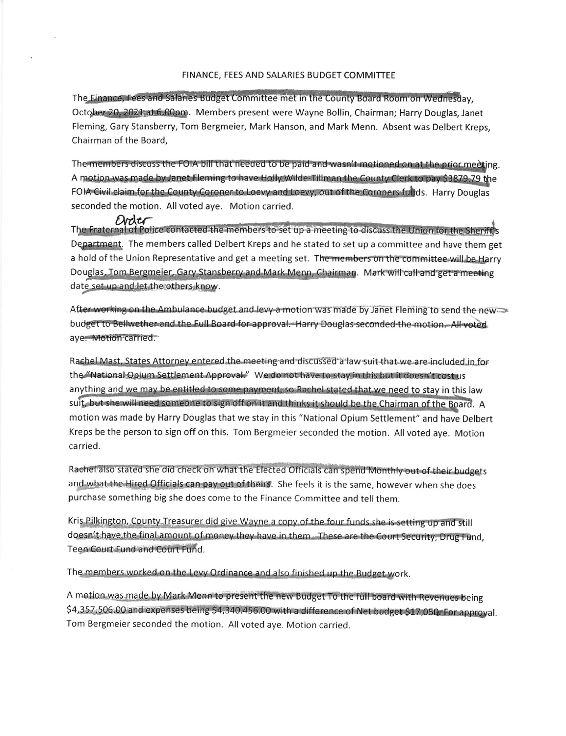# FINANCE, FEES AND SALARIES BUDGET COMMITTEE

The Finance, Fees and Salaries Budget Committee met in the County Board Room on Wednesday, October 20, 2021 at 6:00pm. Members present were Wayne Bollin, Chairman; Harry Douglas, Janet Fleming, Gary Stansberry, Tom Bergmeier, Mark Hanson, and Mark Menn. Absent was Delbert Kreps, Chairman of the Board,

The members discuss the FOIA bill that needed to be paid and wasn't motioned on at the prior meeting. A motion was made by Janet Fleming to have Holly Wilde-Tillman the County Clerk to pay $3879.79 the FOIA Civil claim for the County Coroner to Loevy and Loevy, out of the Coroners funds. Harry Douglas seconded the motion. All voted aye. Motion carried.

The Fraternal Order of Police contacted the members to set up a meeting to discuss the Union for the Sheriff's Department. The members called Delbert Kreps and he stated to set up a committee and have them get a hold of the Union Representative and get a meeting set. The members on the committee will be Harry Douglas, Tom Bergmeier, Gary Stansberry and Mark Menn, Chairman. Mark will call and get a meeting date set up and let the others know.

After working on the Ambulance budget and levy a motion was made by Janet Fleming to send the new budget to Bellwether and the Full Board for approval. Harry Douglas seconded the motion. All voted aye. Motion carried.

Rachel Mast, States Attorney entered the meeting and discussed a law suit that we are included in for the "National Opium Settlement Approval." We do not have to stay in this but it doesn't cost us anything and we may be entitled to some payment, so Rachel stated that we need to stay in this law suit, but she will need someone to sign off on it and thinks it should be the Chairman of the Board. A motion was made by Harry Douglas that we stay in this "National Opium Settlement" and have Delbert Kreps be the person to sign off on this. Tom Bergmeier seconded the motion. All voted aye. Motion carried.

Rachel also stated she did check on what the Elected Officials can spend Monthly out of their budgets and what the Hired Officials can pay out of theirs. She feels it is the same, however when she does purchase something big she does come to the Finance Committee and tell them.

Kris Pilkington, County Treasurer did give Wayne a copy of the four funds she is setting up and still doesn't have the final amount of money they have in them. These are the Court Security, Drug Fund, Teen Court Fund and Court Fund.

The members worked on the Levy Ordinance and also finished up the Budget work.

A motion was made by Mark Menn to present the new Budget To the full board with Revenues being $4,357,506.00 and expenses being $4,340.456.00 with a difference of Net budget $17,050. For approval. Tom Bergmeier seconded the motion. All voted aye. Motion carried.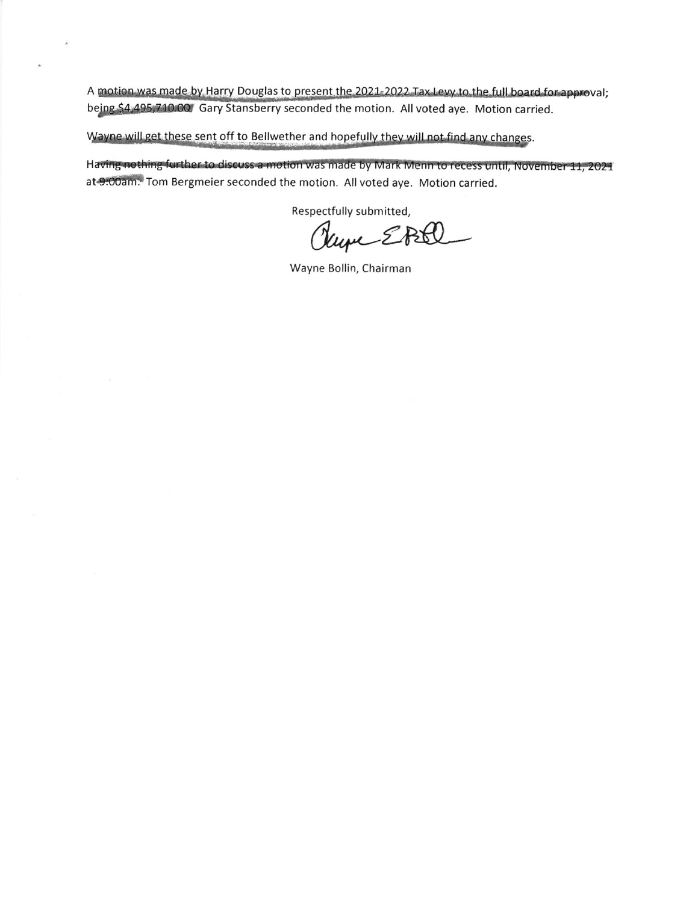A motion was made by Harry Douglas to present the 2021-2022 Tax Levy to the full board for approval; being $4,495,710.00. Gary Stansberry seconded the motion. All voted aye. Motion carried.

Wayne will get these sent off to Bellwether and hopefully they will not find any changes.

Having nothing further to discuss a motion was made by Mark Menn to recess until, November 11, 2021 at 9:00am. Tom Bergmeier seconded the motion. All voted aye. Motion carried.

Respectfully submitted,

Wayne Bollin, Chairman